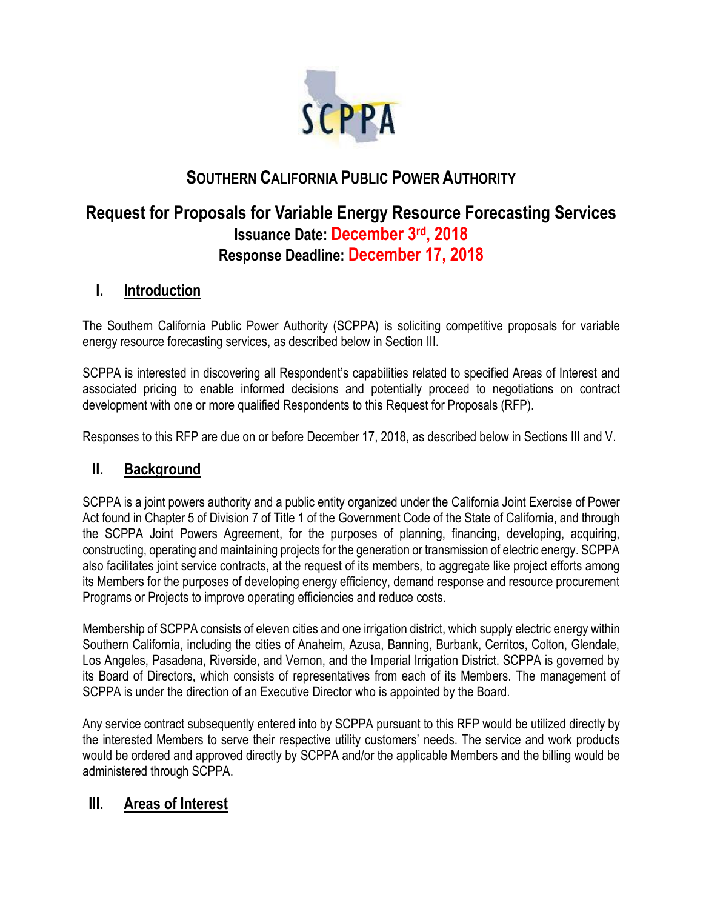# SOUTHERN CALIFORNIA PUBLIC POWER AUTHORITY

## Request for Proposals for Variable Energy Resource Forecasting Services

**Issuance Date: December 3rd, 2018**

**Response Deadline: December 17, 2018**

## I. Introduction

The Southern California Public Power Authority (SCPPA) is soliciting competitive proposals for variable energy resource forecasting services, as described below in Section III.

SCPPA is interested in discovering all Respondent's capabilities related to specified Areas of Interest and associated pricing to enable informed decisions and potentially proceed to negotiations on contract development with one or more qualified Respondents to this Request for Proposals (RFP).

Responses to this RFP are due on or before December 17, 2018, as described below in Sections III and V.

## II. Background

SCPPA is a joint powers authority and a public entity organized under the California Joint Exercise of Power Act found in Chapter 5 of Division 7 of Title 1 of the Government Code of the State of California, and through the SCPPA Joint Powers Agreement, for the purposes of planning, financing, developing, acquiring, constructing, operating and maintaining projects for the generation or transmission of electric energy. SCPPA also facilitates joint service contracts, at the request of its members, to aggregate like project efforts among its Members for the purposes of developing energy efficiency, demand response and resource procurement Programs or Projects to improve operating efficiencies and reduce costs.

Membership of SCPPA consists of eleven cities and one irrigation district, which supply electric energy within Southern California, including the cities of Anaheim, Azusa, Banning, Burbank, Cerritos, Colton, Glendale, Los Angeles, Pasadena, Riverside, and Vernon, and the Imperial Irrigation District. SCPPA is governed by its Board of Directors, which consists of representatives from each of its Members. The management of SCPPA is under the direction of an Executive Director who is appointed by the Board.

Any service contract subsequently entered into by SCPPA pursuant to this RFP would be utilized directly by the interested Members to serve their respective utility customers' needs. The service and work products would be ordered and approved directly by SCPPA and/or the applicable Members and the billing would be administered through SCPPA.

## III. Areas of Interest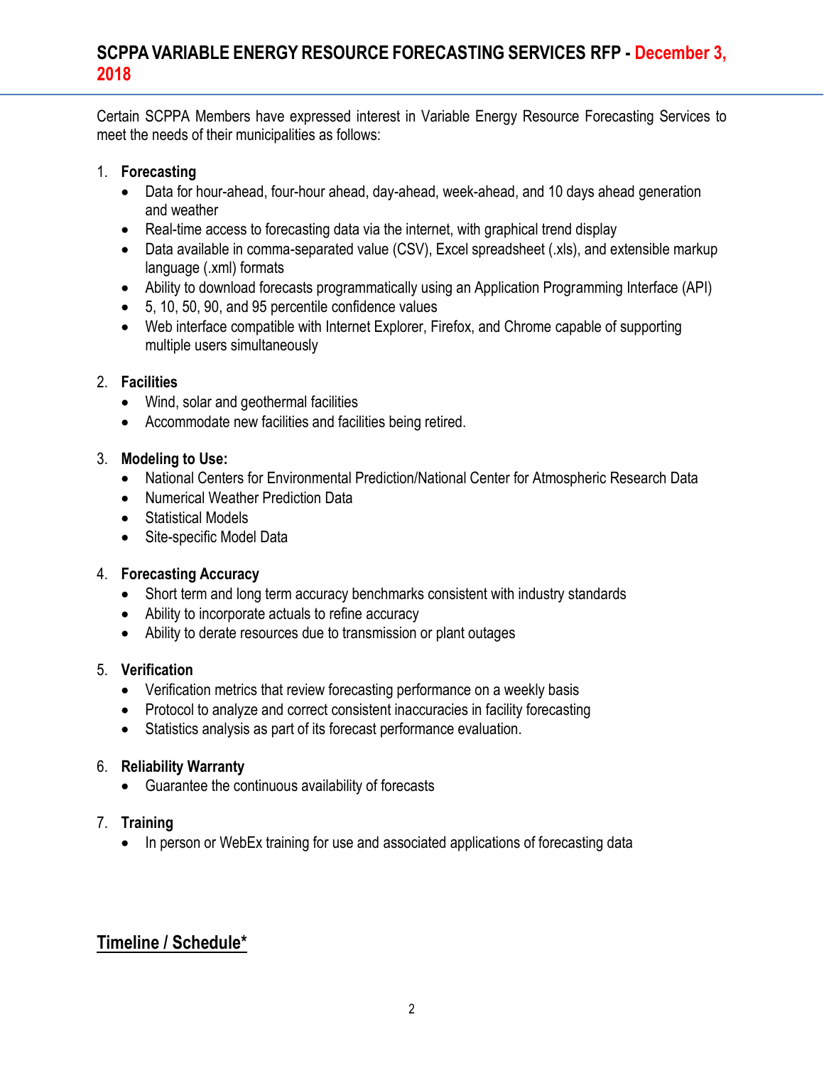## SCPPA VARIABLE ENERGY RESOURCE FORECASTING SERVICES RFP - December 3, 2018

Certain SCPPA Members have expressed interest in Variable Energy Resource Forecasting Services to meet the needs of their municipalities as follows:

1. **Forecasting**
   - Data for hour-ahead, four-hour ahead, day-ahead, week-ahead, and 10 days ahead generation and weather
   - Real-time access to forecasting data via the internet, with graphical trend display
   - Data available in comma-separated value (CSV), Excel spreadsheet (.xls), and extensible markup language (.xml) formats
   - Ability to download forecasts programmatically using an Application Programming Interface (API)
   - 5, 10, 50, 90, and 95 percentile confidence values
   - Web interface compatible with Internet Explorer, Firefox, and Chrome capable of supporting multiple users simultaneously

2. **Facilities**
   - Wind, solar and geothermal facilities
   - Accommodate new facilities and facilities being retired.

3. **Modeling to Use:**
   - National Centers for Environmental Prediction/National Center for Atmospheric Research Data
   - Numerical Weather Prediction Data
   - Statistical Models
   - Site-specific Model Data

4. **Forecasting Accuracy**
   - Short term and long term accuracy benchmarks consistent with industry standards
   - Ability to incorporate actuals to refine accuracy
   - Ability to derate resources due to transmission or plant outages

5. **Verification**
   - Verification metrics that review forecasting performance on a weekly basis
   - Protocol to analyze and correct consistent inaccuracies in facility forecasting
   - Statistics analysis as part of its forecast performance evaluation.

6. **Reliability Warranty**
   - Guarantee the continuous availability of forecasts

7. **Training**
   - In person or WebEx training for use and associated applications of forecasting data

## Timeline / Schedule*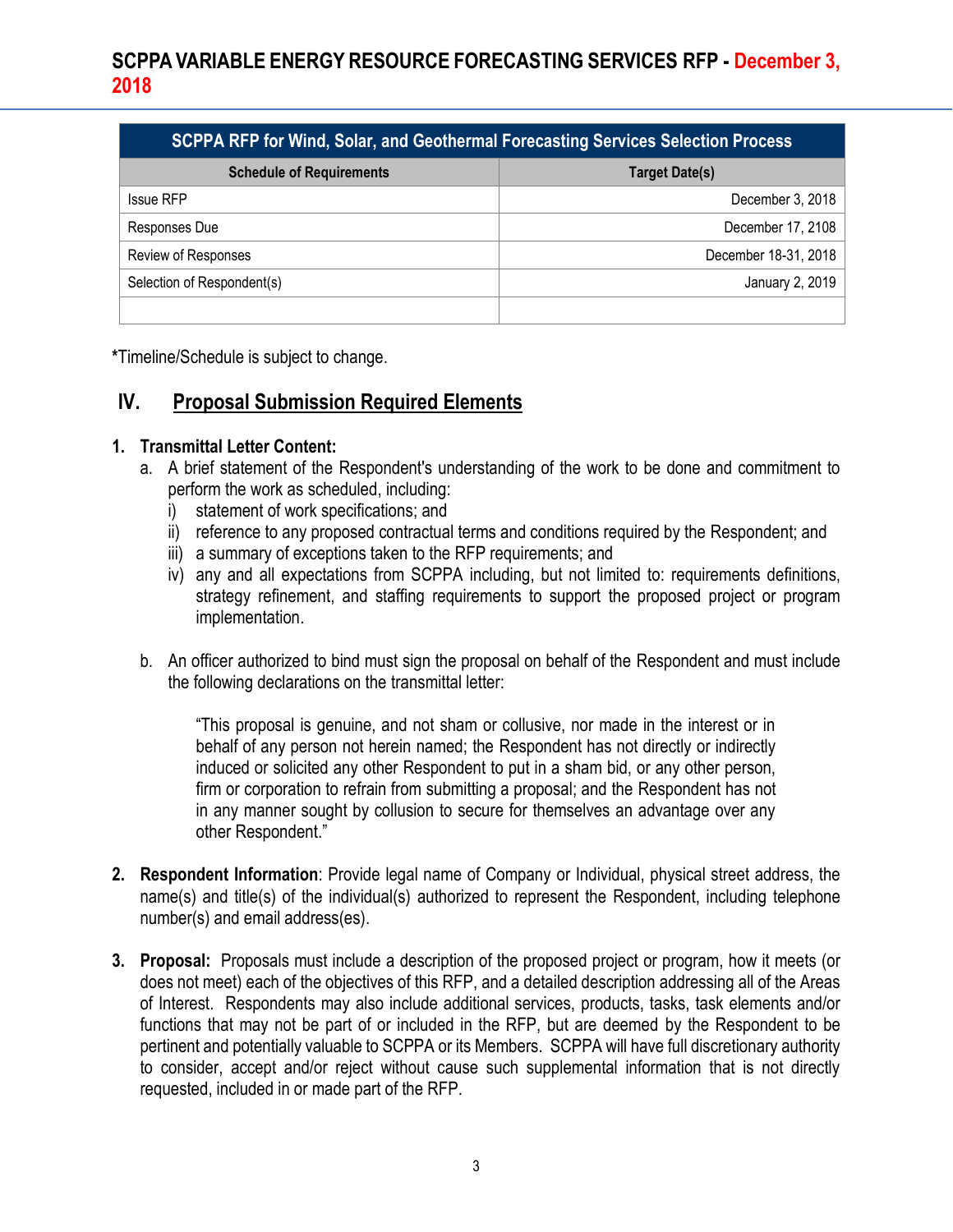| SCPPA RFP for Wind, Solar, and Geothermal Forecasting Services Selection Process | |
|---|---|
| **Schedule of Requirements** | **Target Date(s)** |
| Issue RFP | December 3, 2018 |
| Responses Due | December 17, 2108 |
| Review of Responses | December 18-31, 2018 |
| Selection of Respondent(s) | January 2, 2019 |
| | |

*Timeline/Schedule is subject to change.

## IV. Proposal Submission Required Elements

1. **Transmittal Letter Content:**
   a. A brief statement of the Respondent's understanding of the work to be done and commitment to perform the work as scheduled, including:
      i) statement of work specifications; and
      ii) reference to any proposed contractual terms and conditions required by the Respondent; and
      iii) a summary of exceptions taken to the RFP requirements; and
      iv) any and all expectations from SCPPA including, but not limited to: requirements definitions, strategy refinement, and staffing requirements to support the proposed project or program implementation.

   b. An officer authorized to bind must sign the proposal on behalf of the Respondent and must include the following declarations on the transmittal letter:

      "This proposal is genuine, and not sham or collusive, nor made in the interest or in behalf of any person not herein named; the Respondent has not directly or indirectly induced or solicited any other Respondent to put in a sham bid, or any other person, firm or corporation to refrain from submitting a proposal; and the Respondent has not in any manner sought by collusion to secure for themselves an advantage over any other Respondent."

2. **Respondent Information**: Provide legal name of Company or Individual, physical street address, the name(s) and title(s) of the individual(s) authorized to represent the Respondent, including telephone number(s) and email address(es).

3. **Proposal:** Proposals must include a description of the proposed project or program, how it meets (or does not meet) each of the objectives of this RFP, and a detailed description addressing all of the Areas of Interest. Respondents may also include additional services, products, tasks, task elements and/or functions that may not be part of or included in the RFP, but are deemed by the Respondent to be pertinent and potentially valuable to SCPPA or its Members. SCPPA will have full discretionary authority to consider, accept and/or reject without cause such supplemental information that is not directly requested, included in or made part of the RFP.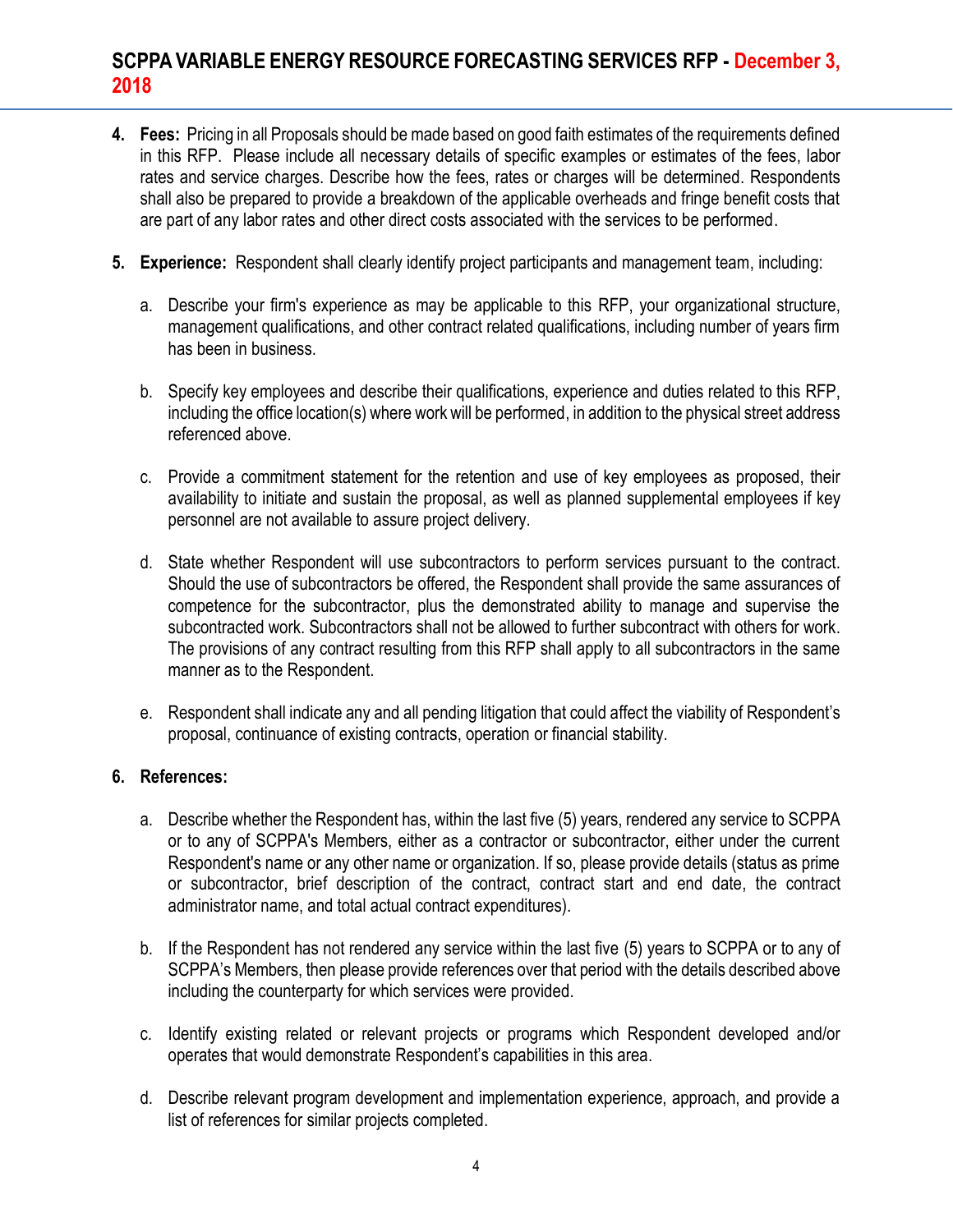4. **Fees:** Pricing in all Proposals should be made based on good faith estimates of the requirements defined in this RFP. Please include all necessary details of specific examples or estimates of the fees, labor rates and service charges. Describe how the fees, rates or charges will be determined. Respondents shall also be prepared to provide a breakdown of the applicable overheads and fringe benefit costs that are part of any labor rates and other direct costs associated with the services to be performed.

5. **Experience:** Respondent shall clearly identify project participants and management team, including:

   a. Describe your firm's experience as may be applicable to this RFP, your organizational structure, management qualifications, and other contract related qualifications, including number of years firm has been in business.

   b. Specify key employees and describe their qualifications, experience and duties related to this RFP, including the office location(s) where work will be performed, in addition to the physical street address referenced above.

   c. Provide a commitment statement for the retention and use of key employees as proposed, their availability to initiate and sustain the proposal, as well as planned supplemental employees if key personnel are not available to assure project delivery.

   d. State whether Respondent will use subcontractors to perform services pursuant to the contract. Should the use of subcontractors be offered, the Respondent shall provide the same assurances of competence for the subcontractor, plus the demonstrated ability to manage and supervise the subcontracted work. Subcontractors shall not be allowed to further subcontract with others for work. The provisions of any contract resulting from this RFP shall apply to all subcontractors in the same manner as to the Respondent.

   e. Respondent shall indicate any and all pending litigation that could affect the viability of Respondent's proposal, continuance of existing contracts, operation or financial stability.

6. **References:**

   a. Describe whether the Respondent has, within the last five (5) years, rendered any service to SCPPA or to any of SCPPA's Members, either as a contractor or subcontractor, either under the current Respondent's name or any other name or organization. If so, please provide details (status as prime or subcontractor, brief description of the contract, contract start and end date, the contract administrator name, and total actual contract expenditures).

   b. If the Respondent has not rendered any service within the last five (5) years to SCPPA or to any of SCPPA's Members, then please provide references over that period with the details described above including the counterparty for which services were provided.

   c. Identify existing related or relevant projects or programs which Respondent developed and/or operates that would demonstrate Respondent's capabilities in this area.

   d. Describe relevant program development and implementation experience, approach, and provide a list of references for similar projects completed.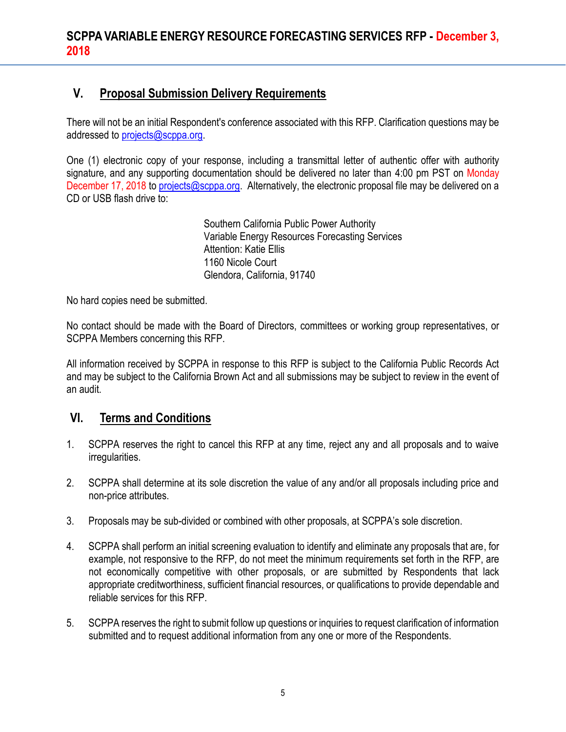## V. Proposal Submission Delivery Requirements

There will not be an initial Respondent's conference associated with this RFP. Clarification questions may be addressed to projects@scppa.org.

One (1) electronic copy of your response, including a transmittal letter of authentic offer with authority signature, and any supporting documentation should be delivered no later than 4:00 pm PST on Monday December 17, 2018 to projects@scppa.org. Alternatively, the electronic proposal file may be delivered on a CD or USB flash drive to:

> Southern California Public Power Authority
> Variable Energy Resources Forecasting Services
> Attention: Katie Ellis
> 1160 Nicole Court
> Glendora, California, 91740

No hard copies need be submitted.

No contact should be made with the Board of Directors, committees or working group representatives, or SCPPA Members concerning this RFP.

All information received by SCPPA in response to this RFP is subject to the California Public Records Act and may be subject to the California Brown Act and all submissions may be subject to review in the event of an audit.

## VI. Terms and Conditions

1. SCPPA reserves the right to cancel this RFP at any time, reject any and all proposals and to waive irregularities.

2. SCPPA shall determine at its sole discretion the value of any and/or all proposals including price and non-price attributes.

3. Proposals may be sub-divided or combined with other proposals, at SCPPA's sole discretion.

4. SCPPA shall perform an initial screening evaluation to identify and eliminate any proposals that are, for example, not responsive to the RFP, do not meet the minimum requirements set forth in the RFP, are not economically competitive with other proposals, or are submitted by Respondents that lack appropriate creditworthiness, sufficient financial resources, or qualifications to provide dependable and reliable services for this RFP.

5. SCPPA reserves the right to submit follow up questions or inquiries to request clarification of information submitted and to request additional information from any one or more of the Respondents.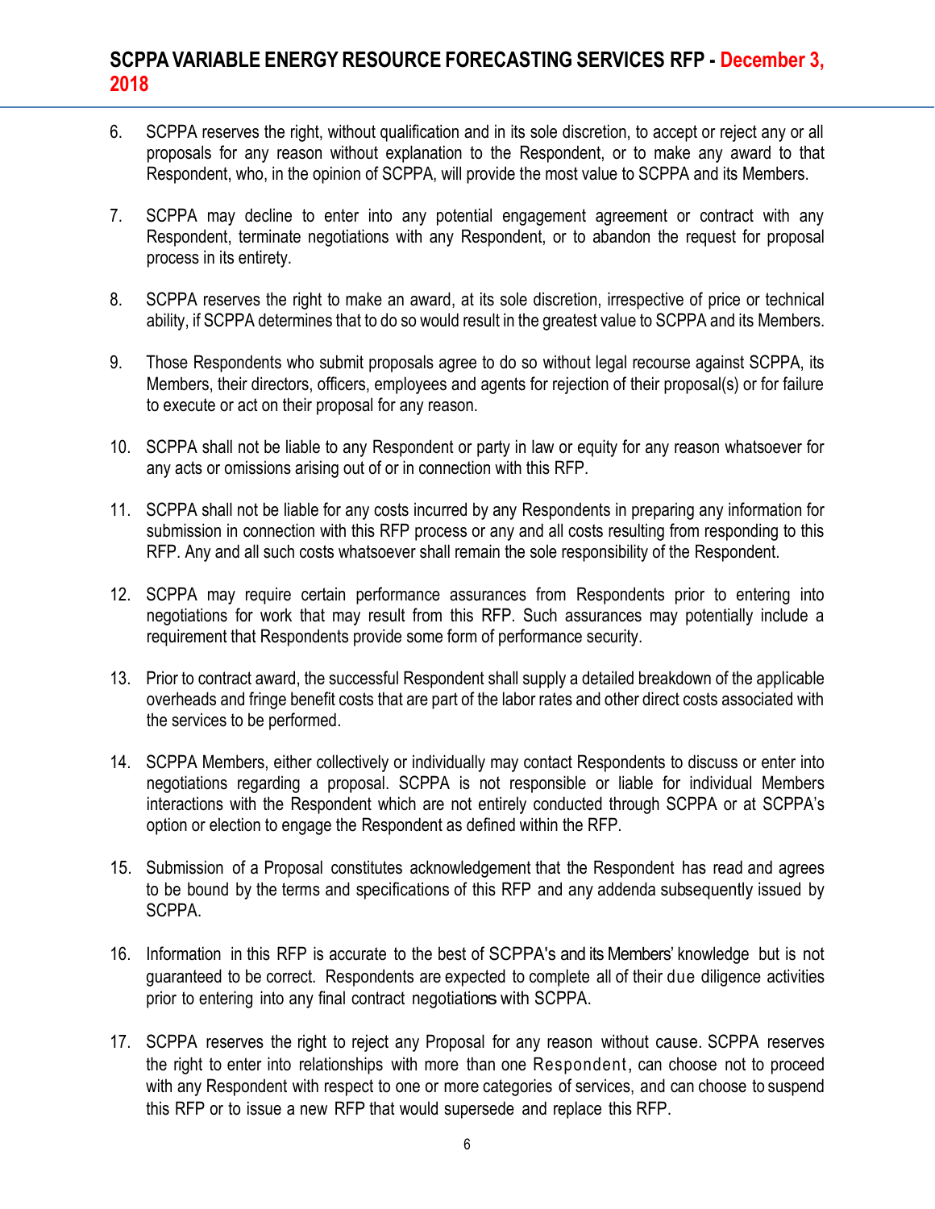6. SCPPA reserves the right, without qualification and in its sole discretion, to accept or reject any or all proposals for any reason without explanation to the Respondent, or to make any award to that Respondent, who, in the opinion of SCPPA, will provide the most value to SCPPA and its Members.

7. SCPPA may decline to enter into any potential engagement agreement or contract with any Respondent, terminate negotiations with any Respondent, or to abandon the request for proposal process in its entirety.

8. SCPPA reserves the right to make an award, at its sole discretion, irrespective of price or technical ability, if SCPPA determines that to do so would result in the greatest value to SCPPA and its Members.

9. Those Respondents who submit proposals agree to do so without legal recourse against SCPPA, its Members, their directors, officers, employees and agents for rejection of their proposal(s) or for failure to execute or act on their proposal for any reason.

10. SCPPA shall not be liable to any Respondent or party in law or equity for any reason whatsoever for any acts or omissions arising out of or in connection with this RFP.

11. SCPPA shall not be liable for any costs incurred by any Respondents in preparing any information for submission in connection with this RFP process or any and all costs resulting from responding to this RFP. Any and all such costs whatsoever shall remain the sole responsibility of the Respondent.

12. SCPPA may require certain performance assurances from Respondents prior to entering into negotiations for work that may result from this RFP. Such assurances may potentially include a requirement that Respondents provide some form of performance security.

13. Prior to contract award, the successful Respondent shall supply a detailed breakdown of the applicable overheads and fringe benefit costs that are part of the labor rates and other direct costs associated with the services to be performed.

14. SCPPA Members, either collectively or individually may contact Respondents to discuss or enter into negotiations regarding a proposal. SCPPA is not responsible or liable for individual Members interactions with the Respondent which are not entirely conducted through SCPPA or at SCPPA's option or election to engage the Respondent as defined within the RFP.

15. Submission of a Proposal constitutes acknowledgement that the Respondent has read and agrees to be bound by the terms and specifications of this RFP and any addenda subsequently issued by SCPPA.

16. Information in this RFP is accurate to the best of SCPPA's and its Members' knowledge but is not guaranteed to be correct. Respondents are expected to complete all of their due diligence activities prior to entering into any final contract negotiations with SCPPA.

17. SCPPA reserves the right to reject any Proposal for any reason without cause. SCPPA reserves the right to enter into relationships with more than one Respondent, can choose not to proceed with any Respondent with respect to one or more categories of services, and can choose to suspend this RFP or to issue a new RFP that would supersede and replace this RFP.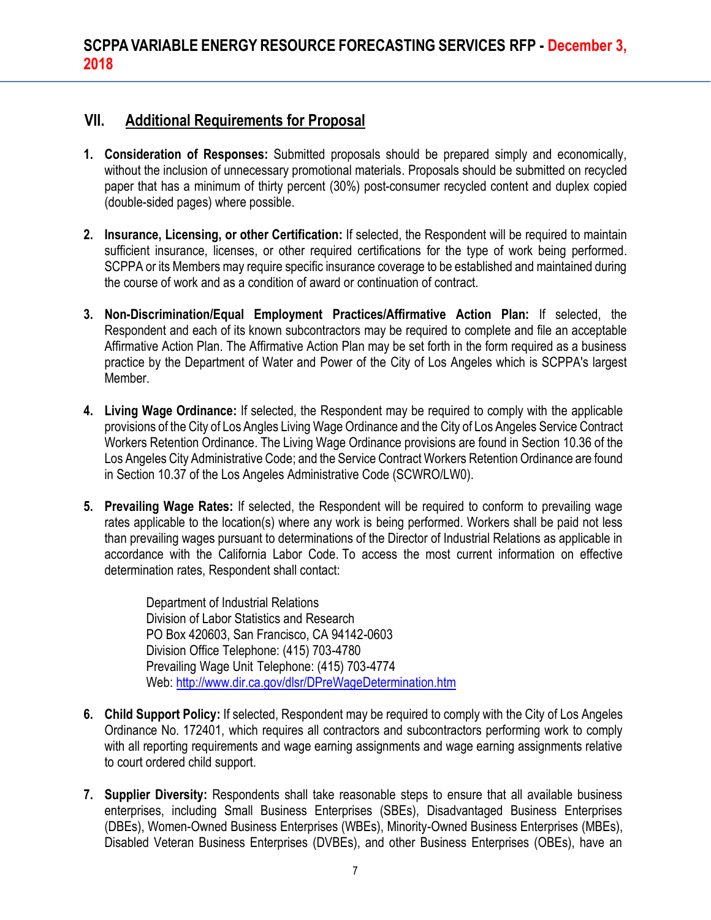## VII. Additional Requirements for Proposal

1. **Consideration of Responses:** Submitted proposals should be prepared simply and economically, without the inclusion of unnecessary promotional materials. Proposals should be submitted on recycled paper that has a minimum of thirty percent (30%) post-consumer recycled content and duplex copied (double-sided pages) where possible.

2. **Insurance, Licensing, or other Certification:** If selected, the Respondent will be required to maintain sufficient insurance, licenses, or other required certifications for the type of work being performed. SCPPA or its Members may require specific insurance coverage to be established and maintained during the course of work and as a condition of award or continuation of contract.

3. **Non-Discrimination/Equal Employment Practices/Affirmative Action Plan:** If selected, the Respondent and each of its known subcontractors may be required to complete and file an acceptable Affirmative Action Plan. The Affirmative Action Plan may be set forth in the form required as a business practice by the Department of Water and Power of the City of Los Angeles which is SCPPA's largest Member.

4. **Living Wage Ordinance:** If selected, the Respondent may be required to comply with the applicable provisions of the City of Los Angles Living Wage Ordinance and the City of Los Angeles Service Contract Workers Retention Ordinance. The Living Wage Ordinance provisions are found in Section 10.36 of the Los Angeles City Administrative Code; and the Service Contract Workers Retention Ordinance are found in Section 10.37 of the Los Angeles Administrative Code (SCWRO/LW0).

5. **Prevailing Wage Rates:** If selected, the Respondent will be required to conform to prevailing wage rates applicable to the location(s) where any work is being performed. Workers shall be paid not less than prevailing wages pursuant to determinations of the Director of Industrial Relations as applicable in accordance with the California Labor Code. To access the most current information on effective determination rates, Respondent shall contact:

   Department of Industrial Relations
   Division of Labor Statistics and Research
   PO Box 420603, San Francisco, CA 94142-0603
   Division Office Telephone: (415) 703-4780
   Prevailing Wage Unit Telephone: (415) 703-4774
   Web: http://www.dir.ca.gov/dlsr/DPreWageDetermination.htm

6. **Child Support Policy:** If selected, Respondent may be required to comply with the City of Los Angeles Ordinance No. 172401, which requires all contractors and subcontractors performing work to comply with all reporting requirements and wage earning assignments and wage earning assignments relative to court ordered child support.

7. **Supplier Diversity:** Respondents shall take reasonable steps to ensure that all available business enterprises, including Small Business Enterprises (SBEs), Disadvantaged Business Enterprises (DBEs), Women-Owned Business Enterprises (WBEs), Minority-Owned Business Enterprises (MBEs), Disabled Veteran Business Enterprises (DVBEs), and other Business Enterprises (OBEs), have an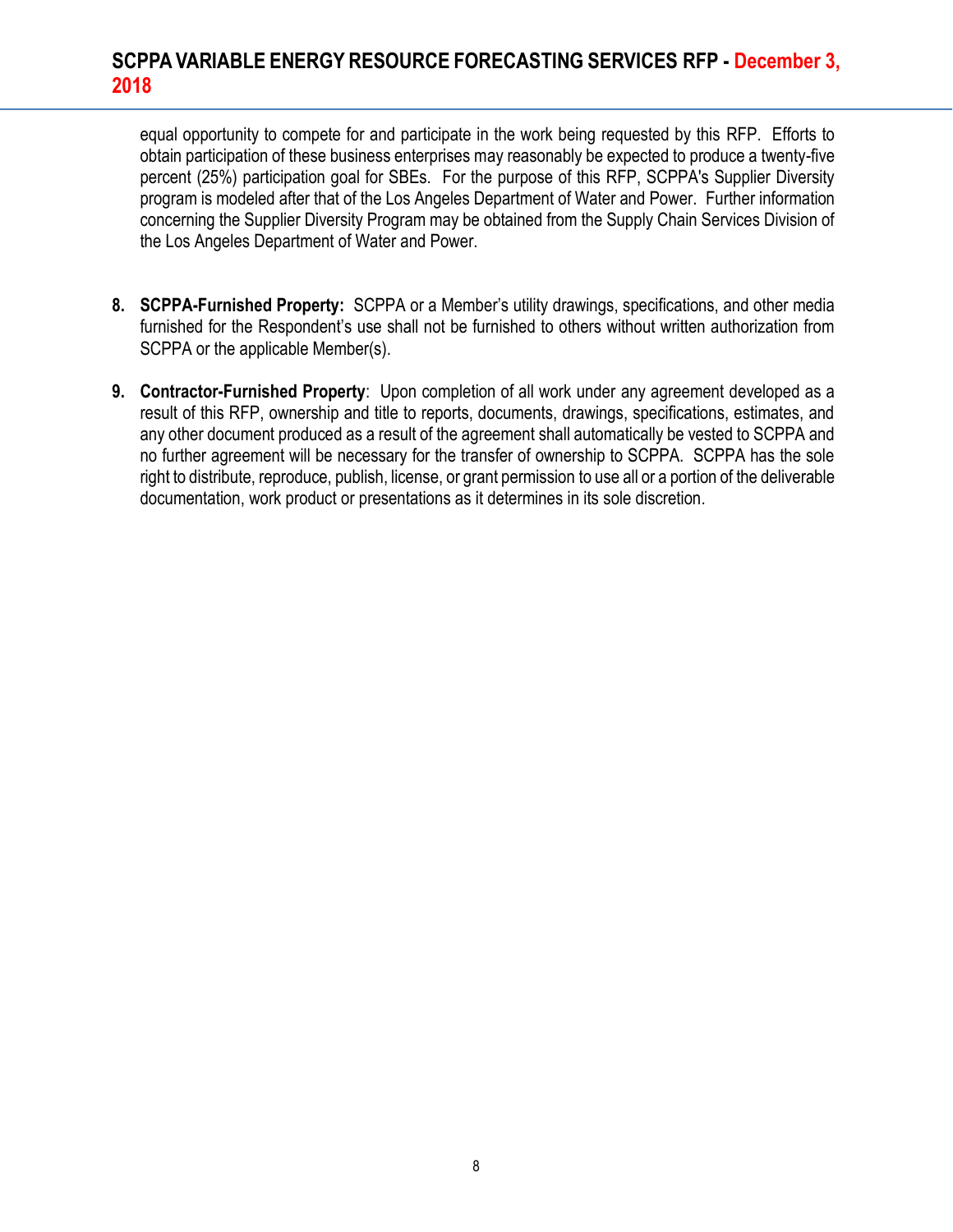equal opportunity to compete for and participate in the work being requested by this RFP. Efforts to obtain participation of these business enterprises may reasonably be expected to produce a twenty-five percent (25%) participation goal for SBEs. For the purpose of this RFP, SCPPA's Supplier Diversity program is modeled after that of the Los Angeles Department of Water and Power. Further information concerning the Supplier Diversity Program may be obtained from the Supply Chain Services Division of the Los Angeles Department of Water and Power.

8. **SCPPA-Furnished Property:** SCPPA or a Member's utility drawings, specifications, and other media furnished for the Respondent's use shall not be furnished to others without written authorization from SCPPA or the applicable Member(s).

9. **Contractor-Furnished Property**: Upon completion of all work under any agreement developed as a result of this RFP, ownership and title to reports, documents, drawings, specifications, estimates, and any other document produced as a result of the agreement shall automatically be vested to SCPPA and no further agreement will be necessary for the transfer of ownership to SCPPA. SCPPA has the sole right to distribute, reproduce, publish, license, or grant permission to use all or a portion of the deliverable documentation, work product or presentations as it determines in its sole discretion.